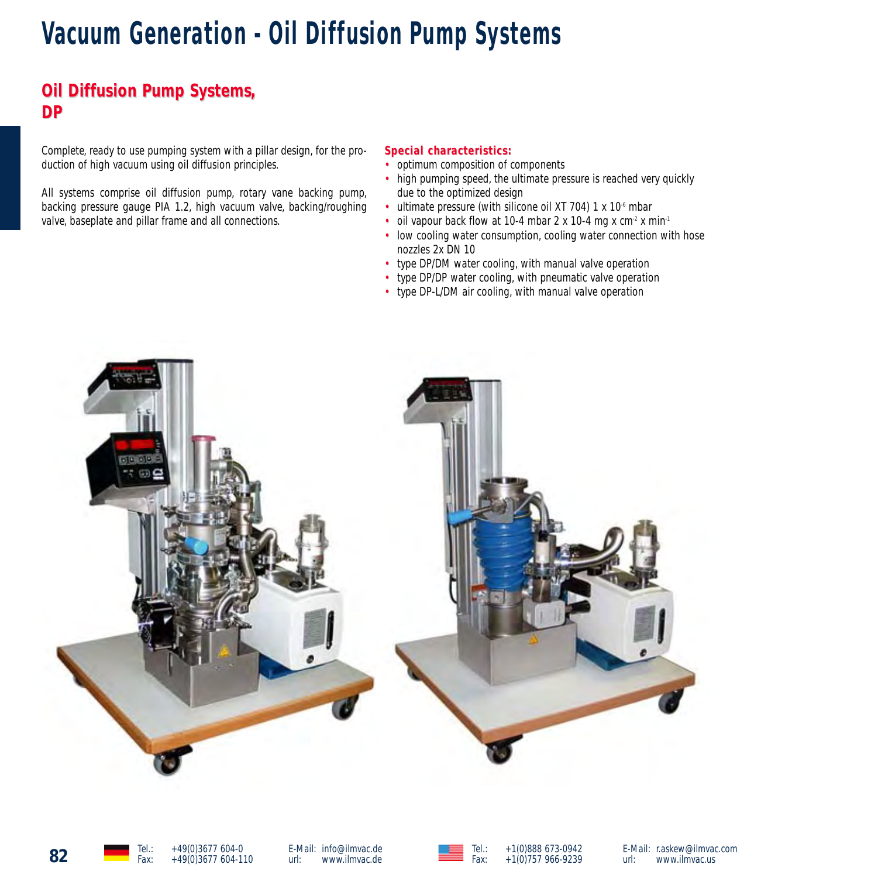# Vacuum Generation - Oil Diffusion Pump Systems

## Oil Diffusion Pump Systems, DP

Complete, ready to use pumping system with a pillar design, for the production of high vacuum using oil diffusion principles.

All systems comprise oil diffusion pump, rotary vane backing pump, backing pressure gauge PIA 1.2, high vacuum valve, backing/roughing valve, baseplate and pillar frame and all connections.

**Special characteristics:**

- optimum composition of components
- high pumping speed, the ultimate pressure is reached very quickly due to the optimized design
- ultimate pressure (with silicone oil XT 704) 1 x $10^{-6}$ mbar
- oil vapour back flow at 10-4 mbar 2 x 10-4 mg x $cm^{-2}$ x $min^{-1}$
- low cooling water consumption, cooling water connection with hose nozzles 2x DN 10
- type DP/DM water cooling, with manual valve operation
- type DP/DP water cooling, with pneumatic valve operation
- type DP-L/DM air cooling, with manual valve operation

Tel.: +49(0)3677 604-0 Fax: +49(0)3677 604-110 E-Mail: info@ilmvac.de url: www.ilmvac.de

Tel.: +1(0)888 673-0942 Fax: +1(0)757 966-9239 E-Mail: r.askew@ilmvac.com url: www.ilmvac.us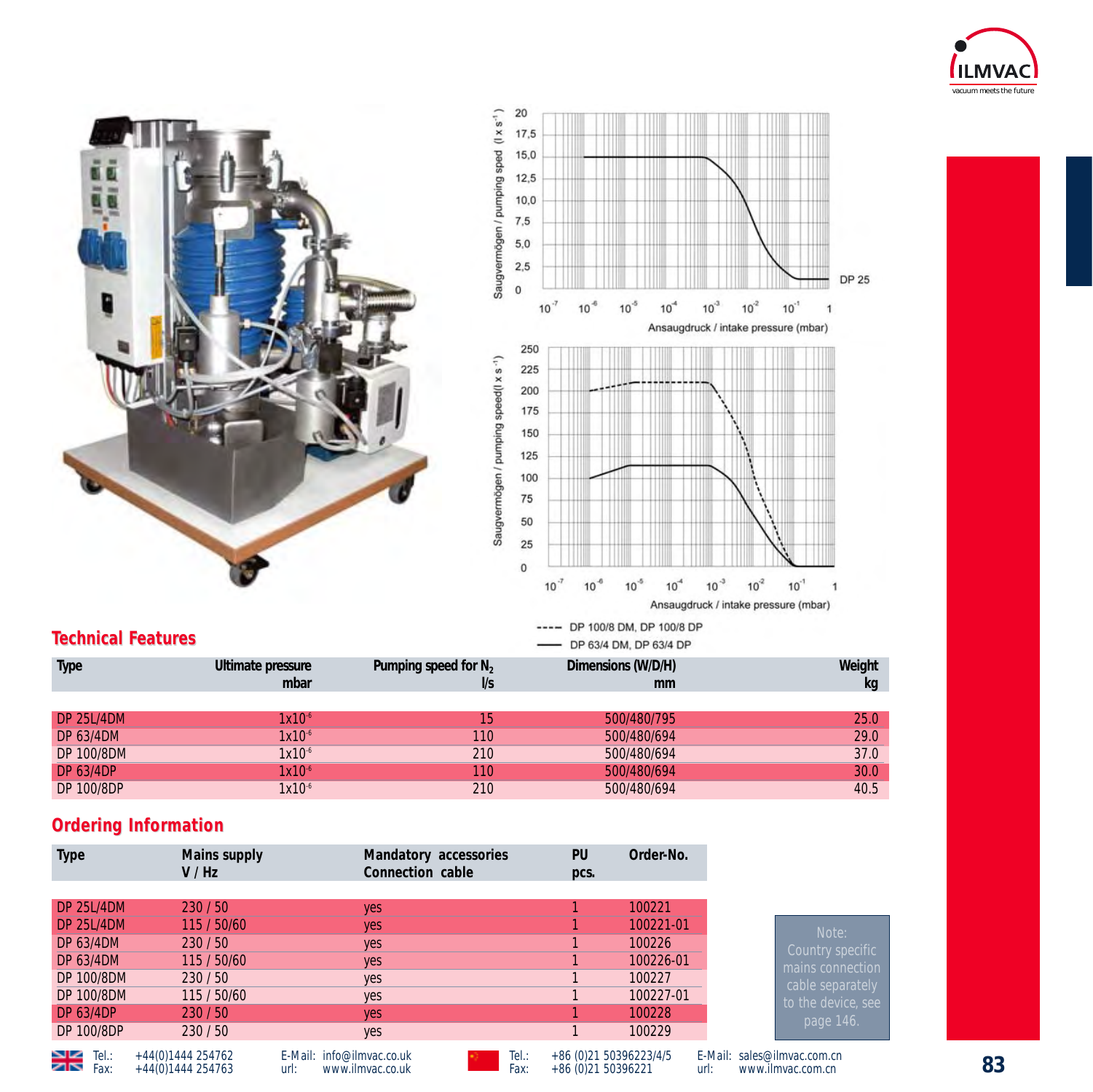Saugvermögen / pumping sped (l x s⁻¹)

20
17,5
15,0
12,5
10,0
7,5
5,0
2,5
0

$10^{-7}$ $10^{-6}$ $10^{-5}$ $10^{-4}$ $10^{-3}$ $10^{-2}$ $10^{-1}$ 1

Ansaugdruck / intake pressure (mbar)

DP 25

Saugvermögen / pumping speed(l x s⁻¹)

250
225
200
175
150
125
100
75
50
25
0

$10^{-7}$ $10^{-6}$ $10^{-5}$ $10^{-4}$ $10^{-3}$ $10^{-2}$ $10^{-1}$ 1

Ansaugdruck / intake pressure (mbar)

---- DP 100/8 DM, DP 100/8 DP

—— DP 63/4 DM, DP 63/4 DP

## Technical Features

| Type | Ultimate pressure mbar | Pumping speed for $N_2$ l/s | Dimensions (W/D/H) mm | Weight kg |
|---|---|---|---|---|
| DP 25L/4DM | $1x10^{-6}$ | 15 | 500/480/795 | 25.0 |
| DP 63/4DM | $1x10^{-6}$ | 110 | 500/480/694 | 29.0 |
| DP 100/8DM | $1x10^{-6}$ | 210 | 500/480/694 | 37.0 |
| DP 63/4DP | $1x10^{-6}$ | 110 | 500/480/694 | 30.0 |
| DP 100/8DP | $1x10^{-6}$ | 210 | 500/480/694 | 40.5 |

## Ordering Information

| Type | Mains supply V / Hz | Mandatory accessories Connection cable | PU pcs. | Order-No. |
|---|---|---|---|---|
| DP 25L/4DM | 230 / 50 | yes | 1 | 100221 |
| DP 25L/4DM | 115 / 50/60 | yes | 1 | 100221-01 |
| DP 63/4DM | 230 / 50 | yes | 1 | 100226 |
| DP 63/4DM | 115 / 50/60 | yes | 1 | 100226-01 |
| DP 100/8DM | 230 / 50 | yes | 1 | 100227 |
| DP 100/8DM | 115 / 50/60 | yes | 1 | 100227-01 |
| DP 63/4DP | 230 / 50 | yes | 1 | 100228 |
| DP 100/8DP | 230 / 50 | yes | 1 | 100229 |

Note: Country specific mains connection cable separately to the device, see page 146.

Tel.: +44(0)1444 254762 Fax: +44(0)1444 254763 E-Mail: info@ilmvac.co.uk url: www.ilmvac.co.uk

Tel.: +86 (0)21 50396223/4/5 Fax: +86 (0)21 50396221 E-Mail: sales@ilmvac.com.cn url: www.ilmvac.com.cn